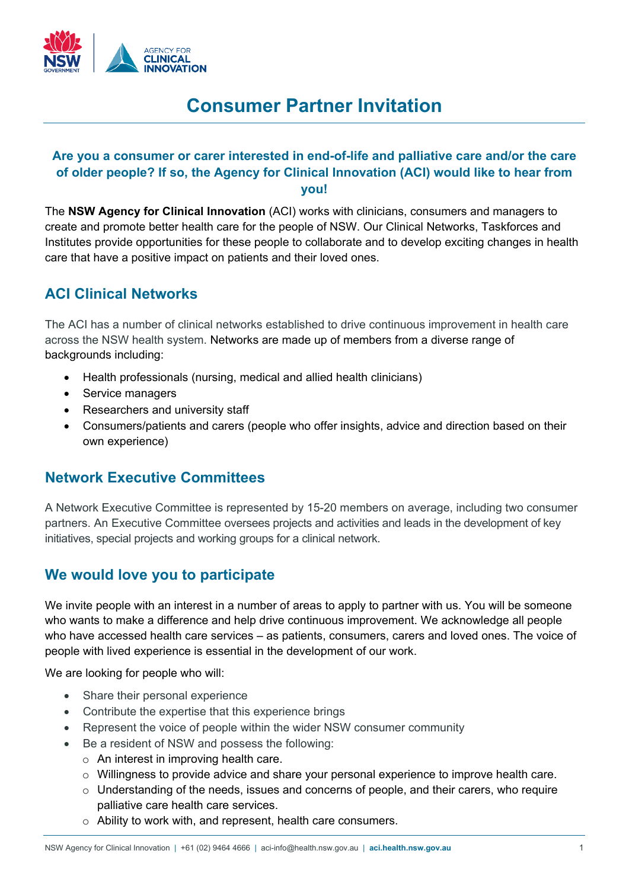# Consumer Partner Invitation

**Are you a consumer or carer interested in end-of-life and palliative care and/or the care of older people? If so, the Agency for Clinical Innovation (ACI) would like to hear from you!**

The **NSW Agency for Clinical Innovation** (ACI) works with clinicians, consumers and managers to create and promote better health care for the people of NSW. Our Clinical Networks, Taskforces and Institutes provide opportunities for these people to collaborate and to develop exciting changes in health care that have a positive impact on patients and their loved ones.

## ACI Clinical Networks

The ACI has a number of clinical networks established to drive continuous improvement in health care across the NSW health system. Networks are made up of members from a diverse range of backgrounds including:

- Health professionals (nursing, medical and allied health clinicians)
- Service managers
- Researchers and university staff
- Consumers/patients and carers (people who offer insights, advice and direction based on their own experience)

## Network Executive Committees

A Network Executive Committee is represented by 15-20 members on average, including two consumer partners. An Executive Committee oversees projects and activities and leads in the development of key initiatives, special projects and working groups for a clinical network.

## We would love you to participate

We invite people with an interest in a number of areas to apply to partner with us. You will be someone who wants to make a difference and help drive continuous improvement. We acknowledge all people who have accessed health care services – as patients, consumers, carers and loved ones. The voice of people with lived experience is essential in the development of our work.

We are looking for people who will:

- Share their personal experience
- Contribute the expertise that this experience brings
- Represent the voice of people within the wider NSW consumer community
- Be a resident of NSW and possess the following:
  - An interest in improving health care.
  - Willingness to provide advice and share your personal experience to improve health care.
  - Understanding of the needs, issues and concerns of people, and their carers, who require palliative care health care services.
  - Ability to work with, and represent, health care consumers.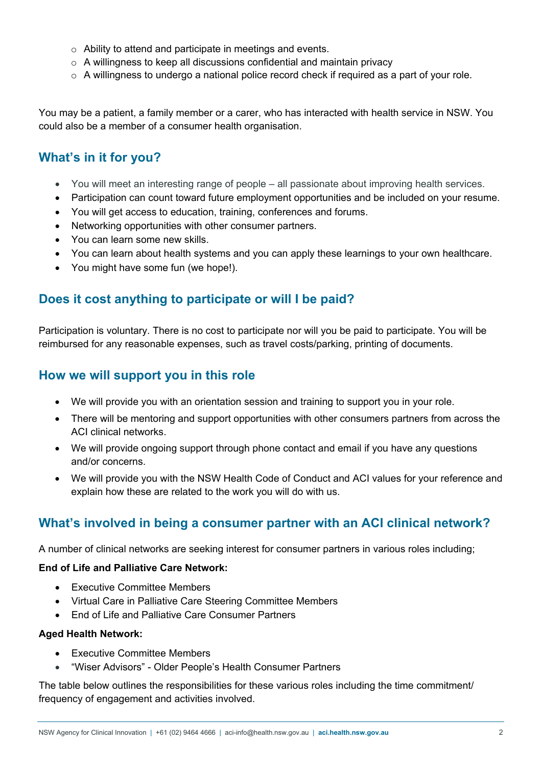- Ability to attend and participate in meetings and events.
  - A willingness to keep all discussions confidential and maintain privacy
  - A willingness to undergo a national police record check if required as a part of your role.

You may be a patient, a family member or a carer, who has interacted with health service in NSW. You could also be a member of a consumer health organisation.

## What's in it for you?

- You will meet an interesting range of people – all passionate about improving health services.
- Participation can count toward future employment opportunities and be included on your resume.
- You will get access to education, training, conferences and forums.
- Networking opportunities with other consumer partners.
- You can learn some new skills.
- You can learn about health systems and you can apply these learnings to your own healthcare.
- You might have some fun (we hope!).

## Does it cost anything to participate or will I be paid?

Participation is voluntary. There is no cost to participate nor will you be paid to participate. You will be reimbursed for any reasonable expenses, such as travel costs/parking, printing of documents.

## How we will support you in this role

- We will provide you with an orientation session and training to support you in your role.
- There will be mentoring and support opportunities with other consumers partners from across the ACI clinical networks.
- We will provide ongoing support through phone contact and email if you have any questions and/or concerns.
- We will provide you with the NSW Health Code of Conduct and ACI values for your reference and explain how these are related to the work you will do with us.

## What's involved in being a consumer partner with an ACI clinical network?

A number of clinical networks are seeking interest for consumer partners in various roles including;

**End of Life and Palliative Care Network:**

- Executive Committee Members
- Virtual Care in Palliative Care Steering Committee Members
- End of Life and Palliative Care Consumer Partners

**Aged Health Network:**

- Executive Committee Members
- "Wiser Advisors" - Older People's Health Consumer Partners

The table below outlines the responsibilities for these various roles including the time commitment/ frequency of engagement and activities involved.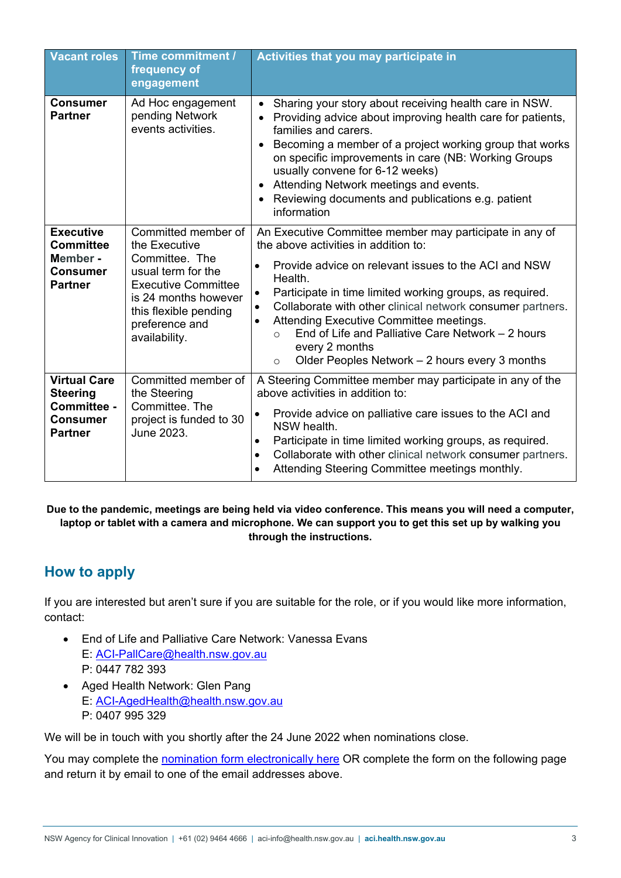| Vacant roles | Time commitment / frequency of engagement | Activities that you may participate in |
|---|---|---|
| **Consumer Partner** | Ad Hoc engagement pending Network events activities. | • Sharing your story about receiving health care in NSW.<br>• Providing advice about improving health care for patients, families and carers.<br>• Becoming a member of a project working group that works on specific improvements in care (NB: Working Groups usually convene for 6-12 weeks)<br>• Attending Network meetings and events.<br>• Reviewing documents and publications e.g. patient information |
| **Executive Committee Member - Consumer Partner** | Committed member of the Executive Committee. The usual term for the Executive Committee is 24 months however this flexible pending preference and availability. | An Executive Committee member may participate in any of the above activities in addition to:<br>• Provide advice on relevant issues to the ACI and NSW Health.<br>• Participate in time limited working groups, as required.<br>• Collaborate with other clinical network consumer partners.<br>• Attending Executive Committee meetings.<br>  ○ End of Life and Palliative Care Network – 2 hours every 2 months<br>  ○ Older Peoples Network – 2 hours every 3 months |
| **Virtual Care Steering Committee - Consumer Partner** | Committed member of the Steering Committee. The project is funded to 30 June 2023. | A Steering Committee member may participate in any of the above activities in addition to:<br>• Provide advice on palliative care issues to the ACI and NSW health.<br>• Participate in time limited working groups, as required.<br>• Collaborate with other clinical network consumer partners.<br>• Attending Steering Committee meetings monthly. |

**Due to the pandemic, meetings are being held via video conference. This means you will need a computer, laptop or tablet with a camera and microphone. We can support you to get this set up by walking you through the instructions.**

## How to apply

If you are interested but aren't sure if you are suitable for the role, or if you would like more information, contact:

- End of Life and Palliative Care Network: Vanessa Evans
  E: ACI-PallCare@health.nsw.gov.au
  P: 0447 782 393
- Aged Health Network: Glen Pang
  E: ACI-AgedHealth@health.nsw.gov.au
  P: 0407 995 329

We will be in touch with you shortly after the 24 June 2022 when nominations close.

You may complete the nomination form electronically here OR complete the form on the following page and return it by email to one of the email addresses above.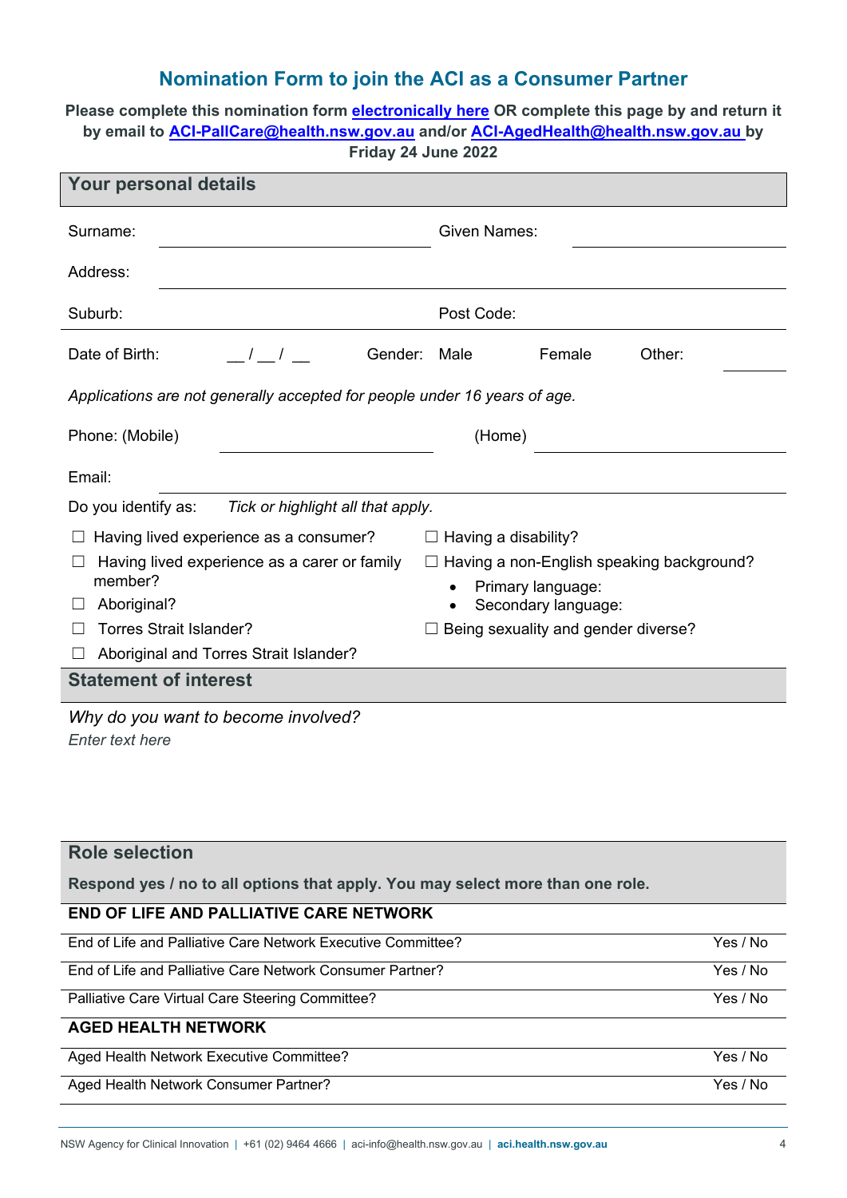# Nomination Form to join the ACI as a Consumer Partner

**Please complete this nomination form electronically here OR complete this page by and return it by email to ACI-PallCare@health.nsw.gov.au and/or ACI-AgedHealth@health.nsw.gov.au by Friday 24 June 2022**

## Your personal details

Surname: ______________________ Given Names: ______________________

Address: ______________________________________________

Suburb: ______________________ Post Code: ______________________

Date of Birth: __ / __ / __ Gender: Male Female Other: ________

*Applications are not generally accepted for people under 16 years of age.*

Phone: (Mobile) ______________________ (Home) ______________________

Email: ______________________________________________

Do you identify as: *Tick or highlight all that apply.*

- ☐ Having lived experience as a consumer?
- ☐ Having lived experience as a carer or family member?
- ☐ Aboriginal?
- ☐ Torres Strait Islander?
- ☐ Aboriginal and Torres Strait Islander?
- ☐ Having a disability?
- ☐ Having a non-English speaking background?
  - Primary language:
  - Secondary language:
- ☐ Being sexuality and gender diverse?

## Statement of interest

*Why do you want to become involved?*
*Enter text here*

## Role selection

**Respond yes / no to all options that apply. You may select more than one role.**

| | |
|---|---|
| **END OF LIFE AND PALLIATIVE CARE NETWORK** | |
| End of Life and Palliative Care Network Executive Committee? | Yes / No |
| End of Life and Palliative Care Network Consumer Partner? | Yes / No |
| Palliative Care Virtual Care Steering Committee? | Yes / No |
| **AGED HEALTH NETWORK** | |
| Aged Health Network Executive Committee? | Yes / No |
| Aged Health Network Consumer Partner? | Yes / No |

NSW Agency for Clinical Innovation | +61 (02) 9464 4666 | aci-info@health.nsw.gov.au | aci.health.nsw.gov.au